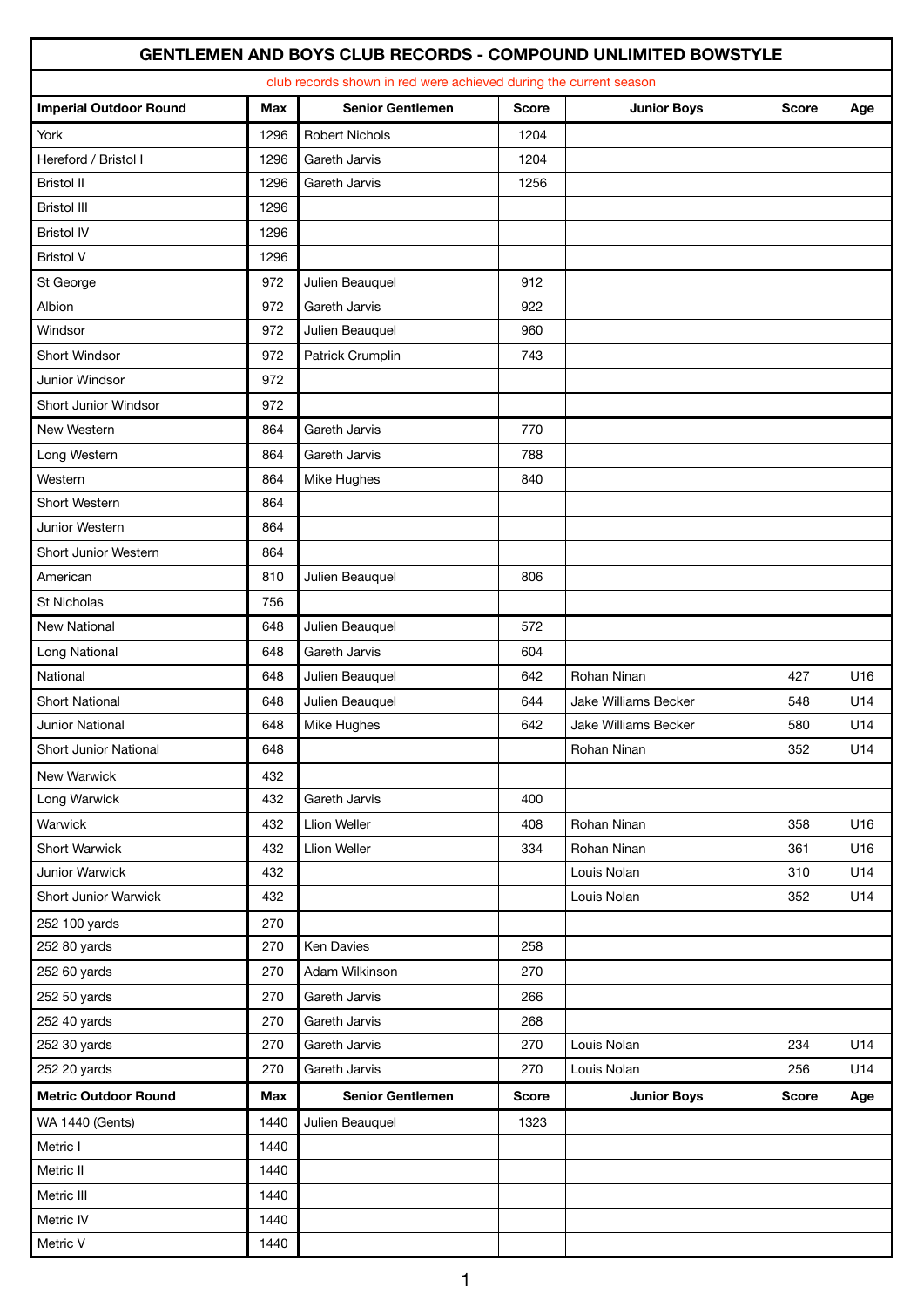# GENTLEMEN AND BOYS CLUB RECORDS - COMPOUND UNLIMITED BOWSTYLE

club records shown in red were achieved during the current season

| Imperial Outdoor Round | Max | Senior Gentlemen | Score | Junior Boys | Score | Age |
|---|---|---|---|---|---|---|
| York | 1296 | Robert Nichols | 1204 | | | |
| Hereford / Bristol I | 1296 | Gareth Jarvis | 1204 | | | |
| Bristol II | 1296 | Gareth Jarvis | 1256 | | | |
| Bristol III | 1296 | | | | | |
| Bristol IV | 1296 | | | | | |
| Bristol V | 1296 | | | | | |
| St George | 972 | Julien Beauquel | 912 | | | |
| Albion | 972 | Gareth Jarvis | 922 | | | |
| Windsor | 972 | Julien Beauquel | 960 | | | |
| Short Windsor | 972 | Patrick Crumplin | 743 | | | |
| Junior Windsor | 972 | | | | | |
| Short Junior Windsor | 972 | | | | | |
| New Western | 864 | Gareth Jarvis | 770 | | | |
| Long Western | 864 | Gareth Jarvis | 788 | | | |
| Western | 864 | Mike Hughes | 840 | | | |
| Short Western | 864 | | | | | |
| Junior Western | 864 | | | | | |
| Short Junior Western | 864 | | | | | |
| American | 810 | Julien Beauquel | 806 | | | |
| St Nicholas | 756 | | | | | |
| New National | 648 | Julien Beauquel | 572 | | | |
| Long National | 648 | Gareth Jarvis | 604 | | | |
| National | 648 | Julien Beauquel | 642 | Rohan Ninan | 427 | U16 |
| Short National | 648 | Julien Beauquel | 644 | Jake Williams Becker | 548 | U14 |
| Junior National | 648 | Mike Hughes | 642 | Jake Williams Becker | 580 | U14 |
| Short Junior National | 648 | | | Rohan Ninan | 352 | U14 |
| New Warwick | 432 | | | | | |
| Long Warwick | 432 | Gareth Jarvis | 400 | | | |
| Warwick | 432 | Llion Weller | 408 | Rohan Ninan | 358 | U16 |
| Short Warwick | 432 | Llion Weller | 334 | Rohan Ninan | 361 | U16 |
| Junior Warwick | 432 | | | Louis Nolan | 310 | U14 |
| Short Junior Warwick | 432 | | | Louis Nolan | 352 | U14 |
| 252 100 yards | 270 | | | | | |
| 252 80 yards | 270 | Ken Davies | 258 | | | |
| 252 60 yards | 270 | Adam Wilkinson | 270 | | | |
| 252 50 yards | 270 | Gareth Jarvis | 266 | | | |
| 252 40 yards | 270 | Gareth Jarvis | 268 | | | |
| 252 30 yards | 270 | Gareth Jarvis | 270 | Louis Nolan | 234 | U14 |
| 252 20 yards | 270 | Gareth Jarvis | 270 | Louis Nolan | 256 | U14 |
| **Metric Outdoor Round** | **Max** | **Senior Gentlemen** | **Score** | **Junior Boys** | **Score** | **Age** |
| WA 1440 (Gents) | 1440 | Julien Beauquel | 1323 | | | |
| Metric I | 1440 | | | | | |
| Metric II | 1440 | | | | | |
| Metric III | 1440 | | | | | |
| Metric IV | 1440 | | | | | |
| Metric V | 1440 | | | | | |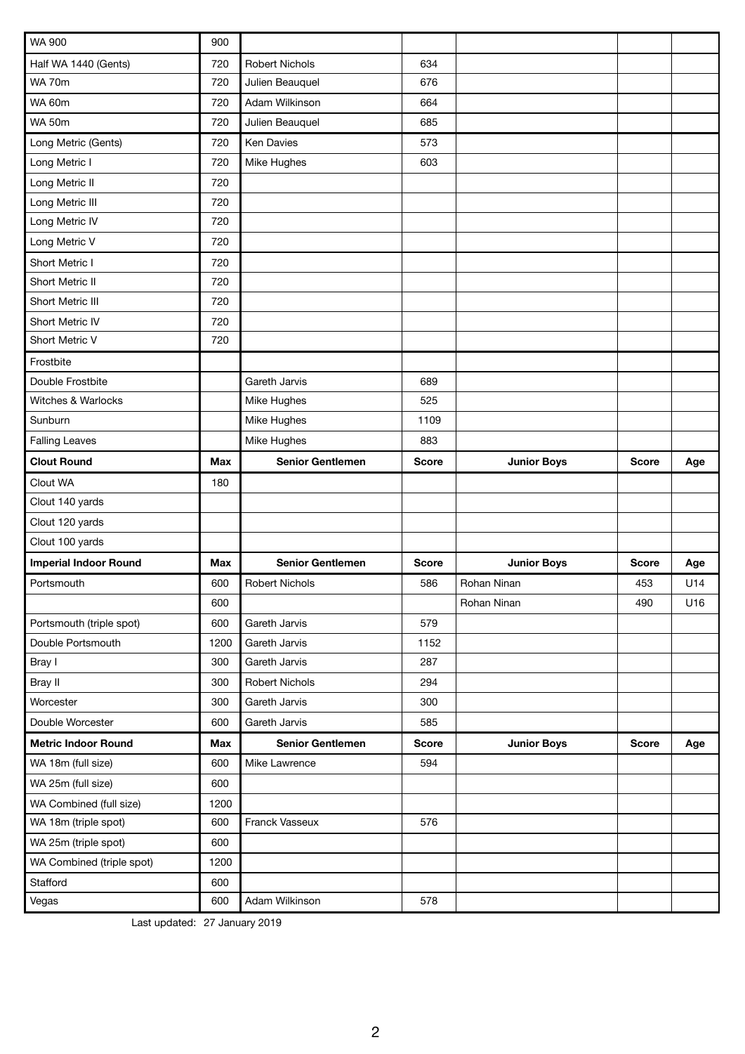| | | | | | | |
|---|---|---|---|---|---|---|
| WA 900 | 900 | | | | | |
| Half WA 1440 (Gents) | 720 | Robert Nichols | 634 | | | |
| WA 70m | 720 | Julien Beauquel | 676 | | | |
| WA 60m | 720 | Adam Wilkinson | 664 | | | |
| WA 50m | 720 | Julien Beauquel | 685 | | | |
| Long Metric (Gents) | 720 | Ken Davies | 573 | | | |
| Long Metric I | 720 | Mike Hughes | 603 | | | |
| Long Metric II | 720 | | | | | |
| Long Metric III | 720 | | | | | |
| Long Metric IV | 720 | | | | | |
| Long Metric V | 720 | | | | | |
| Short Metric I | 720 | | | | | |
| Short Metric II | 720 | | | | | |
| Short Metric III | 720 | | | | | |
| Short Metric IV | 720 | | | | | |
| Short Metric V | 720 | | | | | |
| Frostbite | | | | | | |
| Double Frostbite | | Gareth Jarvis | 689 | | | |
| Witches & Warlocks | | Mike Hughes | 525 | | | |
| Sunburn | | Mike Hughes | 1109 | | | |
| Falling Leaves | | Mike Hughes | 883 | | | |
| **Clout Round** | **Max** | **Senior Gentlemen** | **Score** | **Junior Boys** | **Score** | **Age** |
| Clout WA | 180 | | | | | |
| Clout 140 yards | | | | | | |
| Clout 120 yards | | | | | | |
| Clout 100 yards | | | | | | |
| **Imperial Indoor Round** | **Max** | **Senior Gentlemen** | **Score** | **Junior Boys** | **Score** | **Age** |
| Portsmouth | 600 | Robert Nichols | 586 | Rohan Ninan | 453 | U14 |
| | 600 | | | Rohan Ninan | 490 | U16 |
| Portsmouth (triple spot) | 600 | Gareth Jarvis | 579 | | | |
| Double Portsmouth | 1200 | Gareth Jarvis | 1152 | | | |
| Bray I | 300 | Gareth Jarvis | 287 | | | |
| Bray II | 300 | Robert Nichols | 294 | | | |
| Worcester | 300 | Gareth Jarvis | 300 | | | |
| Double Worcester | 600 | Gareth Jarvis | 585 | | | |
| **Metric Indoor Round** | **Max** | **Senior Gentlemen** | **Score** | **Junior Boys** | **Score** | **Age** |
| WA 18m (full size) | 600 | Mike Lawrence | 594 | | | |
| WA 25m (full size) | 600 | | | | | |
| WA Combined (full size) | 1200 | | | | | |
| WA 18m (triple spot) | 600 | Franck Vasseux | 576 | | | |
| WA 25m (triple spot) | 600 | | | | | |
| WA Combined (triple spot) | 1200 | | | | | |
| Stafford | 600 | | | | | |
| Vegas | 600 | Adam Wilkinson | 578 | | | |

Last updated: 27 January 2019